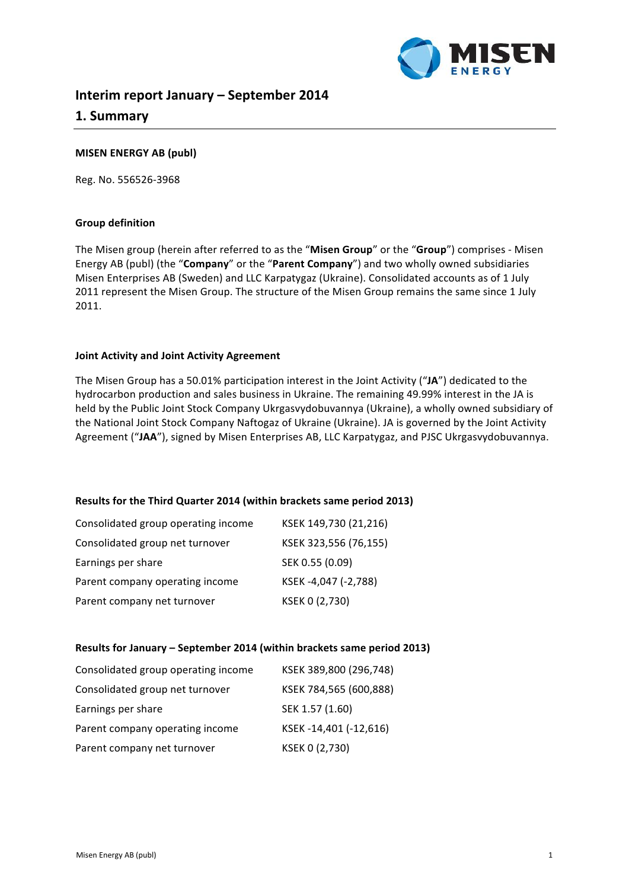# Interim report January – September 2014

## 1. Summary

**MISEN ENERGY AB (publ)**

Reg. No. 556526-3968

**Group definition**

The Misen group (herein after referred to as the "**Misen Group**" or the "**Group**") comprises - Misen Energy AB (publ) (the "**Company**" or the "**Parent Company**") and two wholly owned subsidiaries Misen Enterprises AB (Sweden) and LLC Karpatygaz (Ukraine). Consolidated accounts as of 1 July 2011 represent the Misen Group. The structure of the Misen Group remains the same since 1 July 2011.

**Joint Activity and Joint Activity Agreement**

The Misen Group has a 50.01% participation interest in the Joint Activity ("**JA**") dedicated to the hydrocarbon production and sales business in Ukraine. The remaining 49.99% interest in the JA is held by the Public Joint Stock Company Ukrgasvydobuvannya (Ukraine), a wholly owned subsidiary of the National Joint Stock Company Naftogaz of Ukraine (Ukraine). JA is governed by the Joint Activity Agreement ("**JAA**"), signed by Misen Enterprises AB, LLC Karpatygaz, and PJSC Ukrgasvydobuvannya.

**Results for the Third Quarter 2014 (within brackets same period 2013)**

| | |
|---|---|
| Consolidated group operating income | KSEK 149,730 (21,216) |
| Consolidated group net turnover | KSEK 323,556 (76,155) |
| Earnings per share | SEK 0.55 (0.09) |
| Parent company operating income | KSEK -4,047 (-2,788) |
| Parent company net turnover | KSEK 0 (2,730) |

**Results for January – September 2014 (within brackets same period 2013)**

| | |
|---|---|
| Consolidated group operating income | KSEK 389,800 (296,748) |
| Consolidated group net turnover | KSEK 784,565 (600,888) |
| Earnings per share | SEK 1.57 (1.60) |
| Parent company operating income | KSEK -14,401 (-12,616) |
| Parent company net turnover | KSEK 0 (2,730) |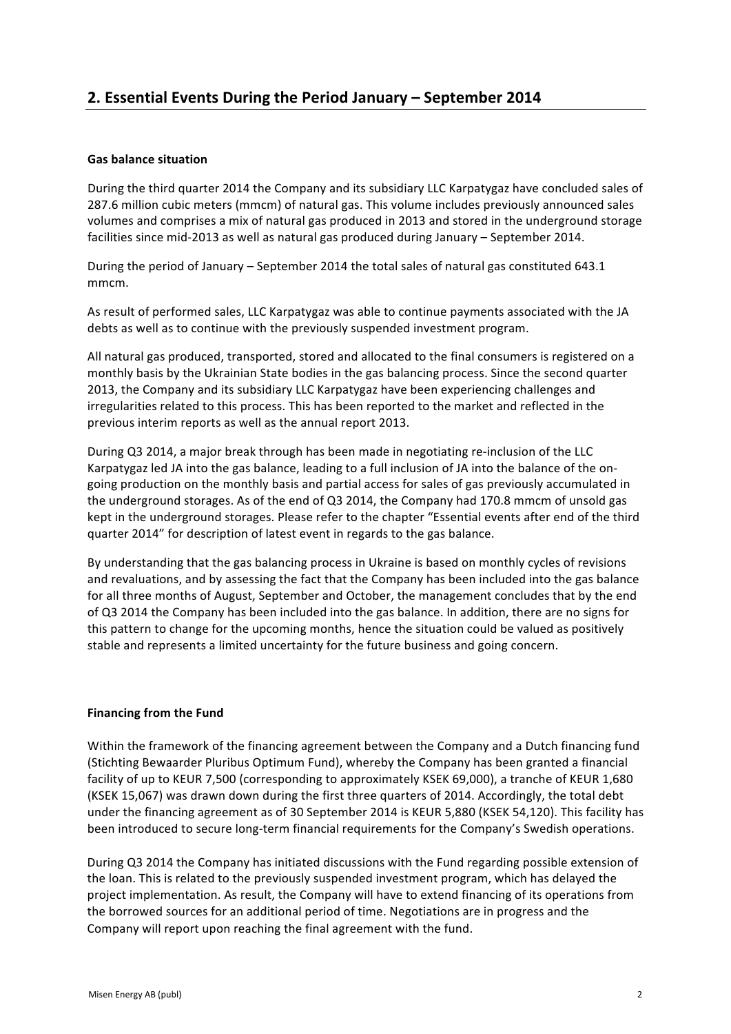## 2. Essential Events During the Period January – September 2014

**Gas balance situation**

During the third quarter 2014 the Company and its subsidiary LLC Karpatygaz have concluded sales of 287.6 million cubic meters (mmcm) of natural gas. This volume includes previously announced sales volumes and comprises a mix of natural gas produced in 2013 and stored in the underground storage facilities since mid-2013 as well as natural gas produced during January – September 2014.

During the period of January – September 2014 the total sales of natural gas constituted 643.1 mmcm.

As result of performed sales, LLC Karpatygaz was able to continue payments associated with the JA debts as well as to continue with the previously suspended investment program.

All natural gas produced, transported, stored and allocated to the final consumers is registered on a monthly basis by the Ukrainian State bodies in the gas balancing process. Since the second quarter 2013, the Company and its subsidiary LLC Karpatygaz have been experiencing challenges and irregularities related to this process. This has been reported to the market and reflected in the previous interim reports as well as the annual report 2013.

During Q3 2014, a major break through has been made in negotiating re-inclusion of the LLC Karpatygaz led JA into the gas balance, leading to a full inclusion of JA into the balance of the on-going production on the monthly basis and partial access for sales of gas previously accumulated in the underground storages. As of the end of Q3 2014, the Company had 170.8 mmcm of unsold gas kept in the underground storages. Please refer to the chapter "Essential events after end of the third quarter 2014" for description of latest event in regards to the gas balance.

By understanding that the gas balancing process in Ukraine is based on monthly cycles of revisions and revaluations, and by assessing the fact that the Company has been included into the gas balance for all three months of August, September and October, the management concludes that by the end of Q3 2014 the Company has been included into the gas balance. In addition, there are no signs for this pattern to change for the upcoming months, hence the situation could be valued as positively stable and represents a limited uncertainty for the future business and going concern.

**Financing from the Fund**

Within the framework of the financing agreement between the Company and a Dutch financing fund (Stichting Bewaarder Pluribus Optimum Fund), whereby the Company has been granted a financial facility of up to KEUR 7,500 (corresponding to approximately KSEK 69,000), a tranche of KEUR 1,680 (KSEK 15,067) was drawn down during the first three quarters of 2014. Accordingly, the total debt under the financing agreement as of 30 September 2014 is KEUR 5,880 (KSEK 54,120). This facility has been introduced to secure long-term financial requirements for the Company's Swedish operations.

During Q3 2014 the Company has initiated discussions with the Fund regarding possible extension of the loan. This is related to the previously suspended investment program, which has delayed the project implementation. As result, the Company will have to extend financing of its operations from the borrowed sources for an additional period of time. Negotiations are in progress and the Company will report upon reaching the final agreement with the fund.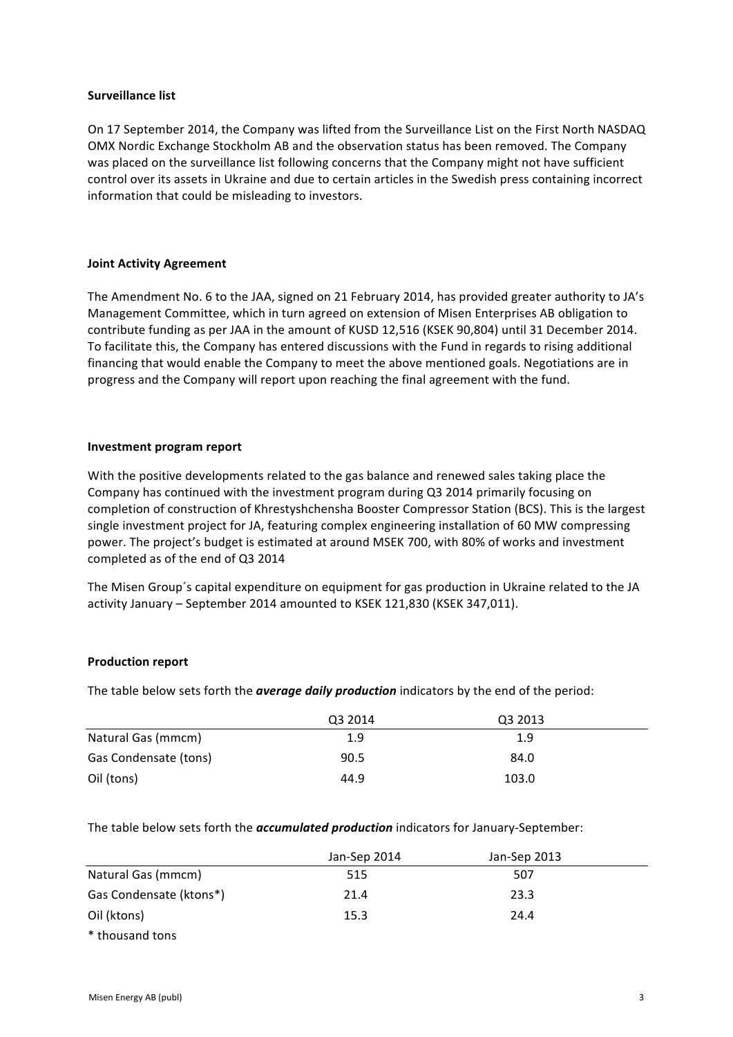## Surveillance list

On 17 September 2014, the Company was lifted from the Surveillance List on the First North NASDAQ OMX Nordic Exchange Stockholm AB and the observation status has been removed. The Company was placed on the surveillance list following concerns that the Company might not have sufficient control over its assets in Ukraine and due to certain articles in the Swedish press containing incorrect information that could be misleading to investors.

## Joint Activity Agreement

The Amendment No. 6 to the JAA, signed on 21 February 2014, has provided greater authority to JA's Management Committee, which in turn agreed on extension of Misen Enterprises AB obligation to contribute funding as per JAA in the amount of KUSD 12,516 (KSEK 90,804) until 31 December 2014. To facilitate this, the Company has entered discussions with the Fund in regards to rising additional financing that would enable the Company to meet the above mentioned goals. Negotiations are in progress and the Company will report upon reaching the final agreement with the fund.

## Investment program report

With the positive developments related to the gas balance and renewed sales taking place the Company has continued with the investment program during Q3 2014 primarily focusing on completion of construction of Khrestyshchensha Booster Compressor Station (BCS). This is the largest single investment project for JA, featuring complex engineering installation of 60 MW compressing power. The project's budget is estimated at around MSEK 700, with 80% of works and investment completed as of the end of Q3 2014

The Misen Group´s capital expenditure on equipment for gas production in Ukraine related to the JA activity January – September 2014 amounted to KSEK 121,830 (KSEK 347,011).

## Production report

The table below sets forth the ***average daily production*** indicators by the end of the period:

| | Q3 2014 | Q3 2013 |
|---|---|---|
| Natural Gas (mmcm) | 1.9 | 1.9 |
| Gas Condensate (tons) | 90.5 | 84.0 |
| Oil (tons) | 44.9 | 103.0 |

The table below sets forth the ***accumulated production*** indicators for January-September:

| | Jan-Sep 2014 | Jan-Sep 2013 |
|---|---|---|
| Natural Gas (mmcm) | 515 | 507 |
| Gas Condensate (ktons*) | 21.4 | 23.3 |
| Oil (ktons) | 15.3 | 24.4 |

* thousand tons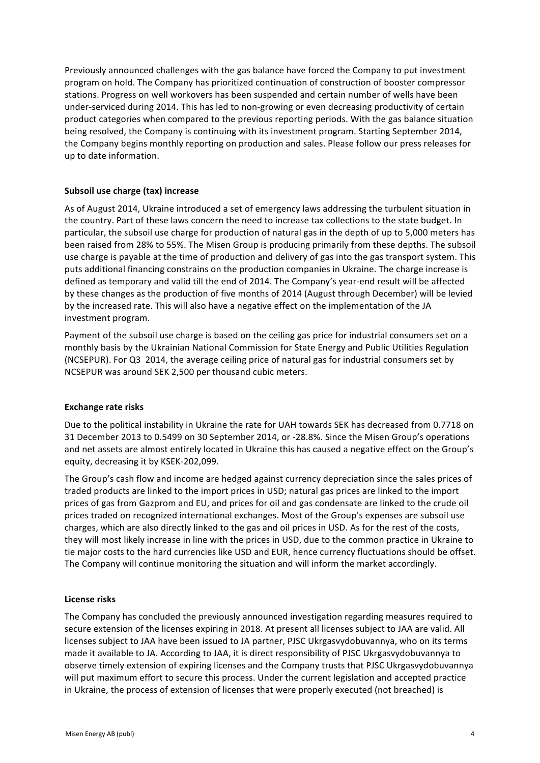Previously announced challenges with the gas balance have forced the Company to put investment program on hold. The Company has prioritized continuation of construction of booster compressor stations. Progress on well workovers has been suspended and certain number of wells have been under-serviced during 2014. This has led to non-growing or even decreasing productivity of certain product categories when compared to the previous reporting periods. With the gas balance situation being resolved, the Company is continuing with its investment program. Starting September 2014, the Company begins monthly reporting on production and sales. Please follow our press releases for up to date information.

**Subsoil use charge (tax) increase**

As of August 2014, Ukraine introduced a set of emergency laws addressing the turbulent situation in the country. Part of these laws concern the need to increase tax collections to the state budget. In particular, the subsoil use charge for production of natural gas in the depth of up to 5,000 meters has been raised from 28% to 55%. The Misen Group is producing primarily from these depths. The subsoil use charge is payable at the time of production and delivery of gas into the gas transport system. This puts additional financing constrains on the production companies in Ukraine. The charge increase is defined as temporary and valid till the end of 2014. The Company's year-end result will be affected by these changes as the production of five months of 2014 (August through December) will be levied by the increased rate. This will also have a negative effect on the implementation of the JA investment program.

Payment of the subsoil use charge is based on the ceiling gas price for industrial consumers set on a monthly basis by the Ukrainian National Commission for State Energy and Public Utilities Regulation (NCSEPUR). For Q3 2014, the average ceiling price of natural gas for industrial consumers set by NCSEPUR was around SEK 2,500 per thousand cubic meters.

**Exchange rate risks**

Due to the political instability in Ukraine the rate for UAH towards SEK has decreased from 0.7718 on 31 December 2013 to 0.5499 on 30 September 2014, or -28.8%. Since the Misen Group's operations and net assets are almost entirely located in Ukraine this has caused a negative effect on the Group's equity, decreasing it by KSEK-202,099.

The Group's cash flow and income are hedged against currency depreciation since the sales prices of traded products are linked to the import prices in USD; natural gas prices are linked to the import prices of gas from Gazprom and EU, and prices for oil and gas condensate are linked to the crude oil prices traded on recognized international exchanges. Most of the Group's expenses are subsoil use charges, which are also directly linked to the gas and oil prices in USD. As for the rest of the costs, they will most likely increase in line with the prices in USD, due to the common practice in Ukraine to tie major costs to the hard currencies like USD and EUR, hence currency fluctuations should be offset. The Company will continue monitoring the situation and will inform the market accordingly.

**License risks**

The Company has concluded the previously announced investigation regarding measures required to secure extension of the licenses expiring in 2018. At present all licenses subject to JAA are valid. All licenses subject to JAA have been issued to JA partner, PJSC Ukrgasvydobuvannya, who on its terms made it available to JA. According to JAA, it is direct responsibility of PJSC Ukrgasvydobuvannya to observe timely extension of expiring licenses and the Company trusts that PJSC Ukrgasvydobuvannya will put maximum effort to secure this process. Under the current legislation and accepted practice in Ukraine, the process of extension of licenses that were properly executed (not breached) is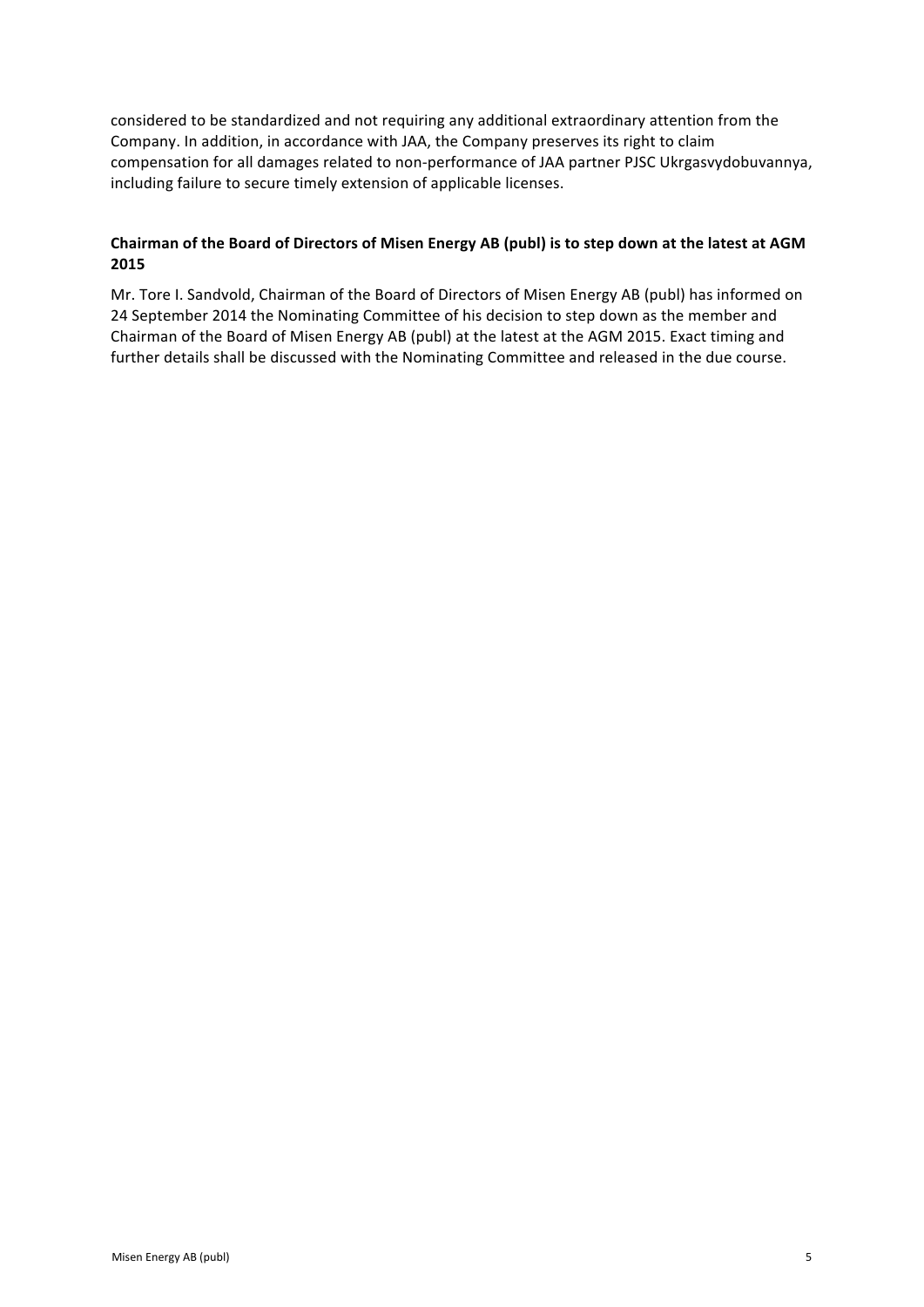considered to be standardized and not requiring any additional extraordinary attention from the Company. In addition, in accordance with JAA, the Company preserves its right to claim compensation for all damages related to non-performance of JAA partner PJSC Ukrgasvydobuvannya, including failure to secure timely extension of applicable licenses.

**Chairman of the Board of Directors of Misen Energy AB (publ) is to step down at the latest at AGM 2015**

Mr. Tore I. Sandvold, Chairman of the Board of Directors of Misen Energy AB (publ) has informed on 24 September 2014 the Nominating Committee of his decision to step down as the member and Chairman of the Board of Misen Energy AB (publ) at the latest at the AGM 2015. Exact timing and further details shall be discussed with the Nominating Committee and released in the due course.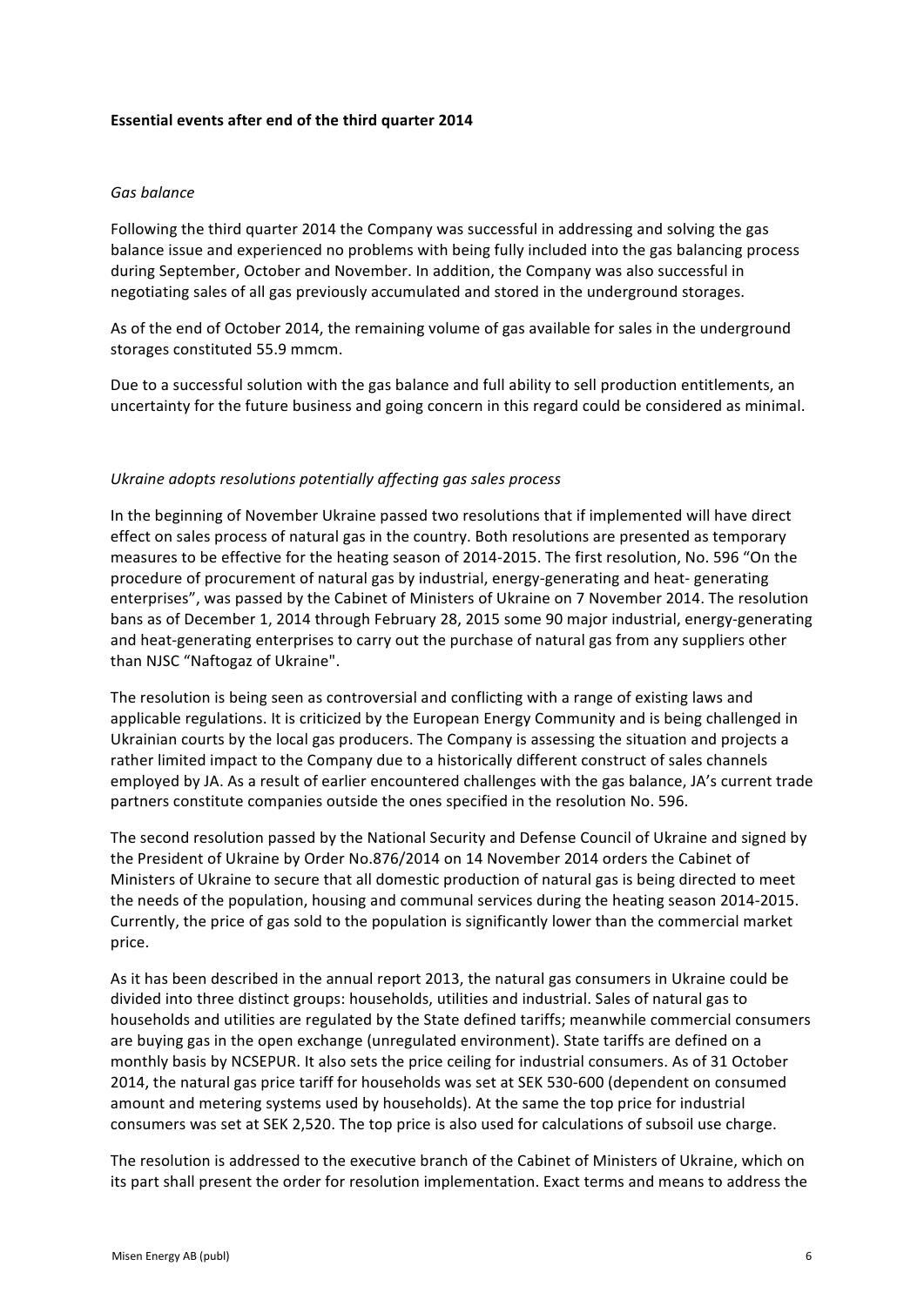**Essential events after end of the third quarter 2014**

*Gas balance*

Following the third quarter 2014 the Company was successful in addressing and solving the gas balance issue and experienced no problems with being fully included into the gas balancing process during September, October and November. In addition, the Company was also successful in negotiating sales of all gas previously accumulated and stored in the underground storages.

As of the end of October 2014, the remaining volume of gas available for sales in the underground storages constituted 55.9 mmcm.

Due to a successful solution with the gas balance and full ability to sell production entitlements, an uncertainty for the future business and going concern in this regard could be considered as minimal.

*Ukraine adopts resolutions potentially affecting gas sales process*

In the beginning of November Ukraine passed two resolutions that if implemented will have direct effect on sales process of natural gas in the country. Both resolutions are presented as temporary measures to be effective for the heating season of 2014-2015. The first resolution, No. 596 "On the procedure of procurement of natural gas by industrial, energy-generating and heat- generating enterprises", was passed by the Cabinet of Ministers of Ukraine on 7 November 2014. The resolution bans as of December 1, 2014 through February 28, 2015 some 90 major industrial, energy-generating and heat-generating enterprises to carry out the purchase of natural gas from any suppliers other than NJSC "Naftogaz of Ukraine".

The resolution is being seen as controversial and conflicting with a range of existing laws and applicable regulations. It is criticized by the European Energy Community and is being challenged in Ukrainian courts by the local gas producers. The Company is assessing the situation and projects a rather limited impact to the Company due to a historically different construct of sales channels employed by JA. As a result of earlier encountered challenges with the gas balance, JA's current trade partners constitute companies outside the ones specified in the resolution No. 596.

The second resolution passed by the National Security and Defense Council of Ukraine and signed by the President of Ukraine by Order No.876/2014 on 14 November 2014 orders the Cabinet of Ministers of Ukraine to secure that all domestic production of natural gas is being directed to meet the needs of the population, housing and communal services during the heating season 2014-2015. Currently, the price of gas sold to the population is significantly lower than the commercial market price.

As it has been described in the annual report 2013, the natural gas consumers in Ukraine could be divided into three distinct groups: households, utilities and industrial. Sales of natural gas to households and utilities are regulated by the State defined tariffs; meanwhile commercial consumers are buying gas in the open exchange (unregulated environment). State tariffs are defined on a monthly basis by NCSEPUR. It also sets the price ceiling for industrial consumers. As of 31 October 2014, the natural gas price tariff for households was set at SEK 530-600 (dependent on consumed amount and metering systems used by households). At the same the top price for industrial consumers was set at SEK 2,520. The top price is also used for calculations of subsoil use charge.

The resolution is addressed to the executive branch of the Cabinet of Ministers of Ukraine, which on its part shall present the order for resolution implementation. Exact terms and means to address the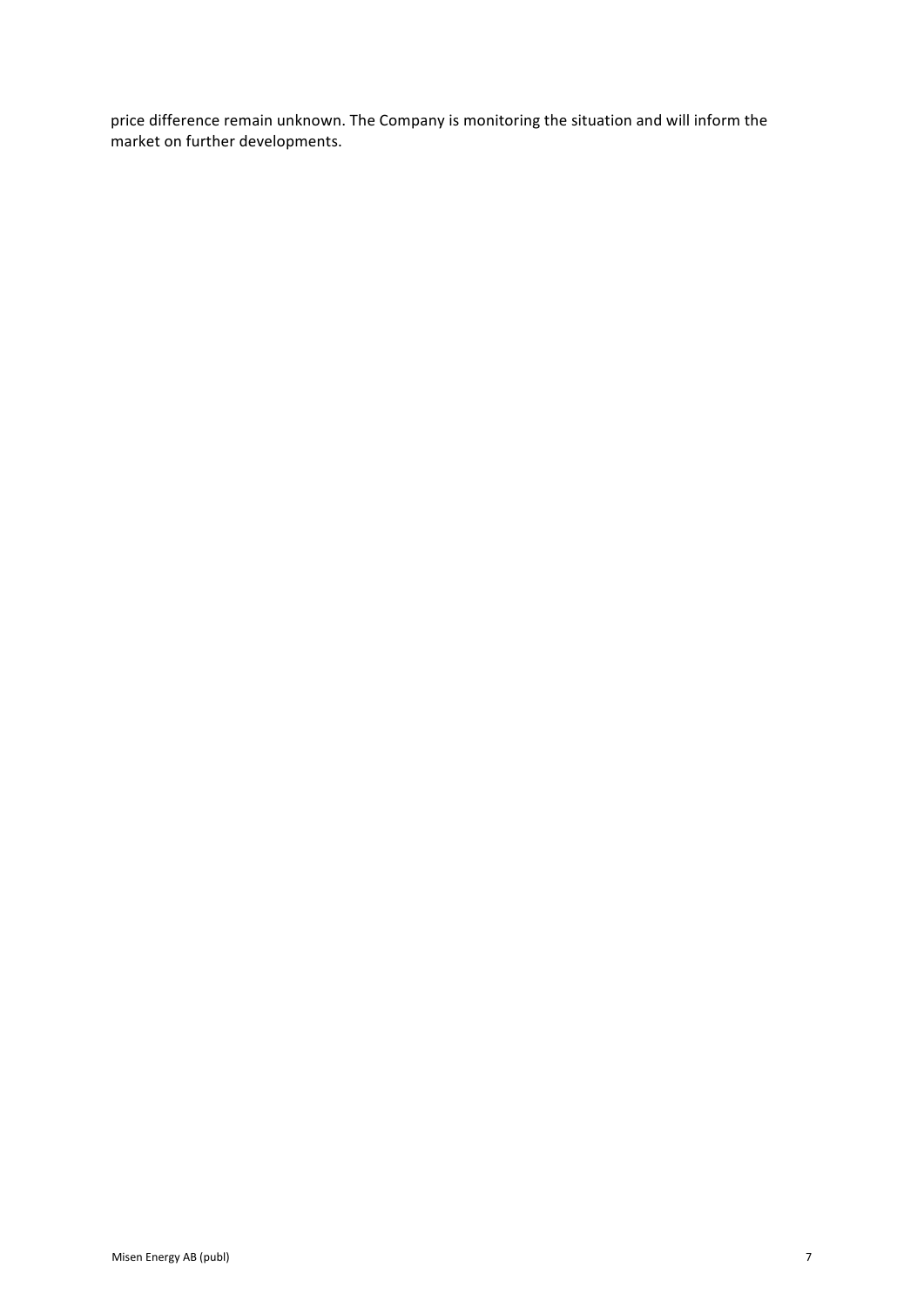price difference remain unknown. The Company is monitoring the situation and will inform the market on further developments.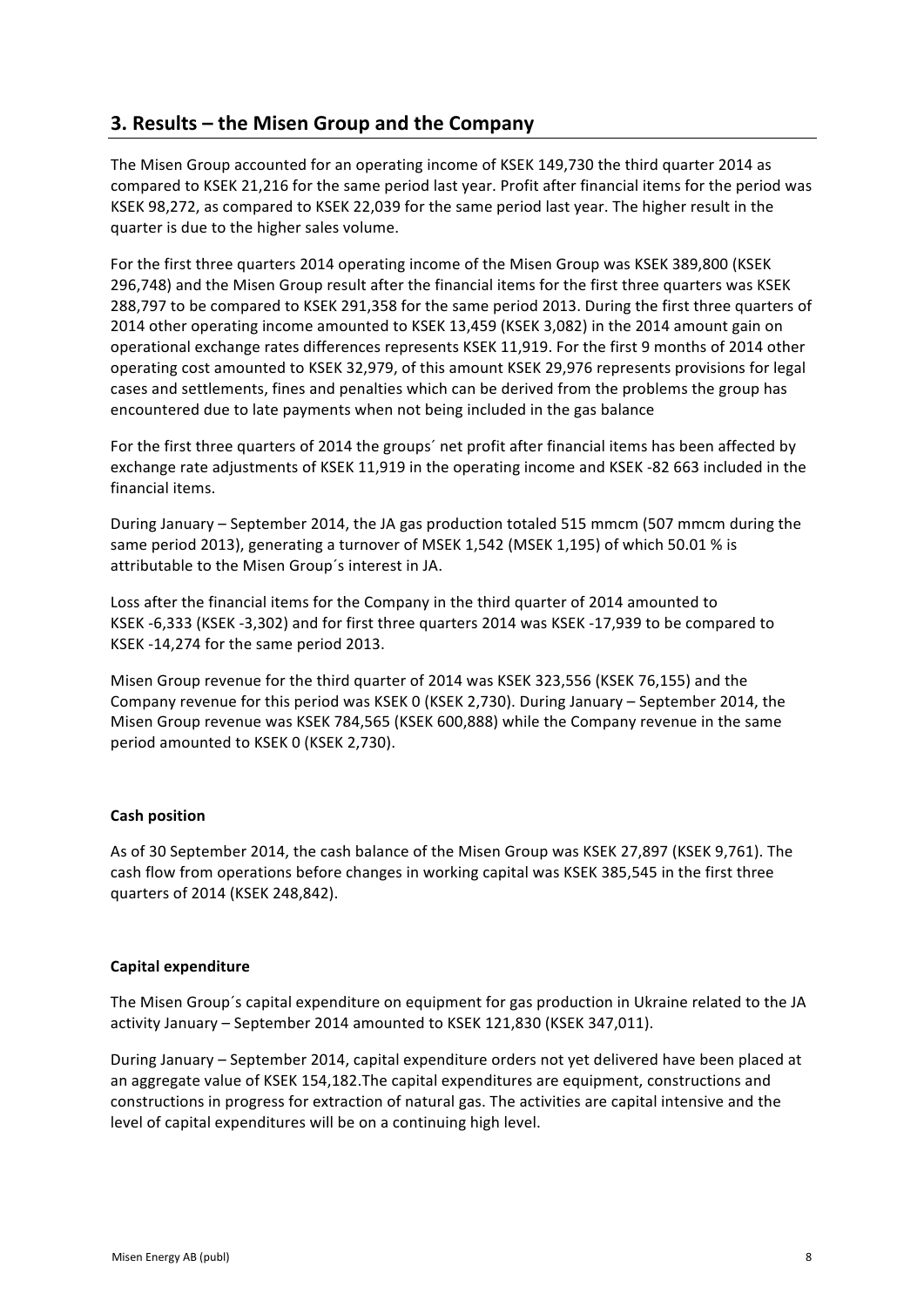## 3. Results – the Misen Group and the Company

The Misen Group accounted for an operating income of KSEK 149,730 the third quarter 2014 as compared to KSEK 21,216 for the same period last year. Profit after financial items for the period was KSEK 98,272, as compared to KSEK 22,039 for the same period last year. The higher result in the quarter is due to the higher sales volume.

For the first three quarters 2014 operating income of the Misen Group was KSEK 389,800 (KSEK 296,748) and the Misen Group result after the financial items for the first three quarters was KSEK 288,797 to be compared to KSEK 291,358 for the same period 2013. During the first three quarters of 2014 other operating income amounted to KSEK 13,459 (KSEK 3,082) in the 2014 amount gain on operational exchange rates differences represents KSEK 11,919. For the first 9 months of 2014 other operating cost amounted to KSEK 32,979, of this amount KSEK 29,976 represents provisions for legal cases and settlements, fines and penalties which can be derived from the problems the group has encountered due to late payments when not being included in the gas balance

For the first three quarters of 2014 the groups´ net profit after financial items has been affected by exchange rate adjustments of KSEK 11,919 in the operating income and KSEK -82 663 included in the financial items.

During January – September 2014, the JA gas production totaled 515 mmcm (507 mmcm during the same period 2013), generating a turnover of MSEK 1,542 (MSEK 1,195) of which 50.01 % is attributable to the Misen Group´s interest in JA.

Loss after the financial items for the Company in the third quarter of 2014 amounted to KSEK -6,333 (KSEK -3,302) and for first three quarters 2014 was KSEK -17,939 to be compared to KSEK -14,274 for the same period 2013.

Misen Group revenue for the third quarter of 2014 was KSEK 323,556 (KSEK 76,155) and the Company revenue for this period was KSEK 0 (KSEK 2,730). During January – September 2014, the Misen Group revenue was KSEK 784,565 (KSEK 600,888) while the Company revenue in the same period amounted to KSEK 0 (KSEK 2,730).

**Cash position**

As of 30 September 2014, the cash balance of the Misen Group was KSEK 27,897 (KSEK 9,761). The cash flow from operations before changes in working capital was KSEK 385,545 in the first three quarters of 2014 (KSEK 248,842).

**Capital expenditure**

The Misen Group´s capital expenditure on equipment for gas production in Ukraine related to the JA activity January – September 2014 amounted to KSEK 121,830 (KSEK 347,011).

During January – September 2014, capital expenditure orders not yet delivered have been placed at an aggregate value of KSEK 154,182.The capital expenditures are equipment, constructions and constructions in progress for extraction of natural gas. The activities are capital intensive and the level of capital expenditures will be on a continuing high level.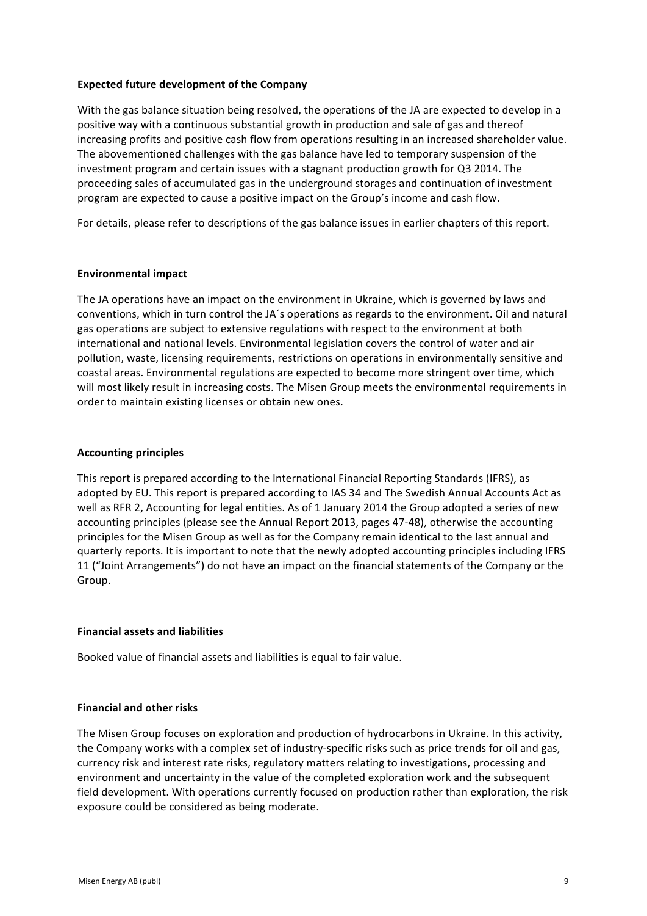## Expected future development of the Company

With the gas balance situation being resolved, the operations of the JA are expected to develop in a positive way with a continuous substantial growth in production and sale of gas and thereof increasing profits and positive cash flow from operations resulting in an increased shareholder value. The abovementioned challenges with the gas balance have led to temporary suspension of the investment program and certain issues with a stagnant production growth for Q3 2014. The proceeding sales of accumulated gas in the underground storages and continuation of investment program are expected to cause a positive impact on the Group's income and cash flow.

For details, please refer to descriptions of the gas balance issues in earlier chapters of this report.

## Environmental impact

The JA operations have an impact on the environment in Ukraine, which is governed by laws and conventions, which in turn control the JA´s operations as regards to the environment. Oil and natural gas operations are subject to extensive regulations with respect to the environment at both international and national levels. Environmental legislation covers the control of water and air pollution, waste, licensing requirements, restrictions on operations in environmentally sensitive and coastal areas. Environmental regulations are expected to become more stringent over time, which will most likely result in increasing costs. The Misen Group meets the environmental requirements in order to maintain existing licenses or obtain new ones.

## Accounting principles

This report is prepared according to the International Financial Reporting Standards (IFRS), as adopted by EU. This report is prepared according to IAS 34 and The Swedish Annual Accounts Act as well as RFR 2, Accounting for legal entities. As of 1 January 2014 the Group adopted a series of new accounting principles (please see the Annual Report 2013, pages 47-48), otherwise the accounting principles for the Misen Group as well as for the Company remain identical to the last annual and quarterly reports. It is important to note that the newly adopted accounting principles including IFRS 11 ("Joint Arrangements") do not have an impact on the financial statements of the Company or the Group.

## Financial assets and liabilities

Booked value of financial assets and liabilities is equal to fair value.

## Financial and other risks

The Misen Group focuses on exploration and production of hydrocarbons in Ukraine. In this activity, the Company works with a complex set of industry-specific risks such as price trends for oil and gas, currency risk and interest rate risks, regulatory matters relating to investigations, processing and environment and uncertainty in the value of the completed exploration work and the subsequent field development. With operations currently focused on production rather than exploration, the risk exposure could be considered as being moderate.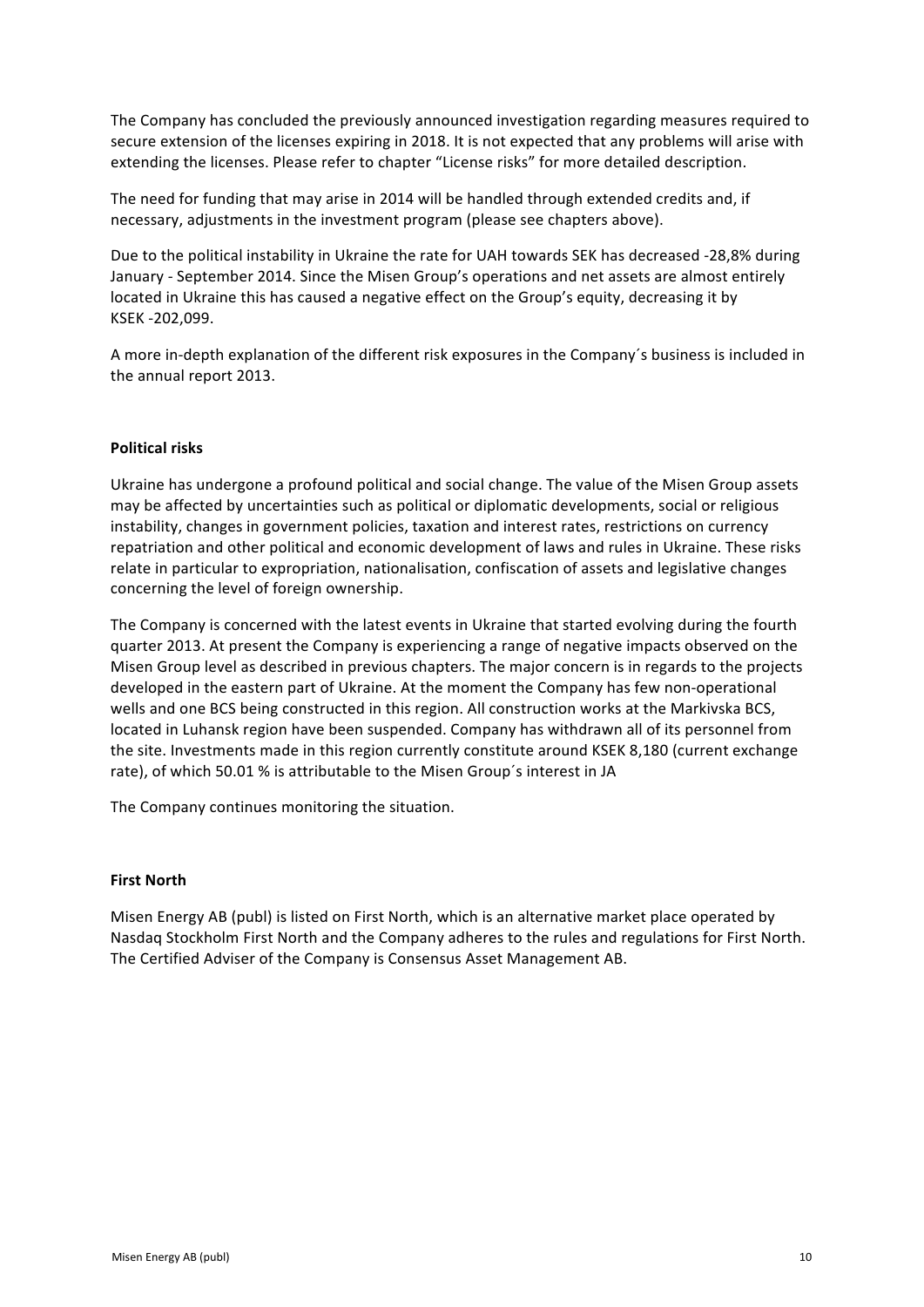The Company has concluded the previously announced investigation regarding measures required to secure extension of the licenses expiring in 2018. It is not expected that any problems will arise with extending the licenses. Please refer to chapter "License risks" for more detailed description.

The need for funding that may arise in 2014 will be handled through extended credits and, if necessary, adjustments in the investment program (please see chapters above).

Due to the political instability in Ukraine the rate for UAH towards SEK has decreased -28,8% during January - September 2014. Since the Misen Group's operations and net assets are almost entirely located in Ukraine this has caused a negative effect on the Group's equity, decreasing it by KSEK -202,099.

A more in-depth explanation of the different risk exposures in the Company´s business is included in the annual report 2013.

**Political risks**

Ukraine has undergone a profound political and social change. The value of the Misen Group assets may be affected by uncertainties such as political or diplomatic developments, social or religious instability, changes in government policies, taxation and interest rates, restrictions on currency repatriation and other political and economic development of laws and rules in Ukraine. These risks relate in particular to expropriation, nationalisation, confiscation of assets and legislative changes concerning the level of foreign ownership.

The Company is concerned with the latest events in Ukraine that started evolving during the fourth quarter 2013. At present the Company is experiencing a range of negative impacts observed on the Misen Group level as described in previous chapters. The major concern is in regards to the projects developed in the eastern part of Ukraine. At the moment the Company has few non-operational wells and one BCS being constructed in this region. All construction works at the Markivska BCS, located in Luhansk region have been suspended. Company has withdrawn all of its personnel from the site. Investments made in this region currently constitute around KSEK 8,180 (current exchange rate), of which 50.01 % is attributable to the Misen Group´s interest in JA

The Company continues monitoring the situation.

**First North**

Misen Energy AB (publ) is listed on First North, which is an alternative market place operated by Nasdaq Stockholm First North and the Company adheres to the rules and regulations for First North. The Certified Adviser of the Company is Consensus Asset Management AB.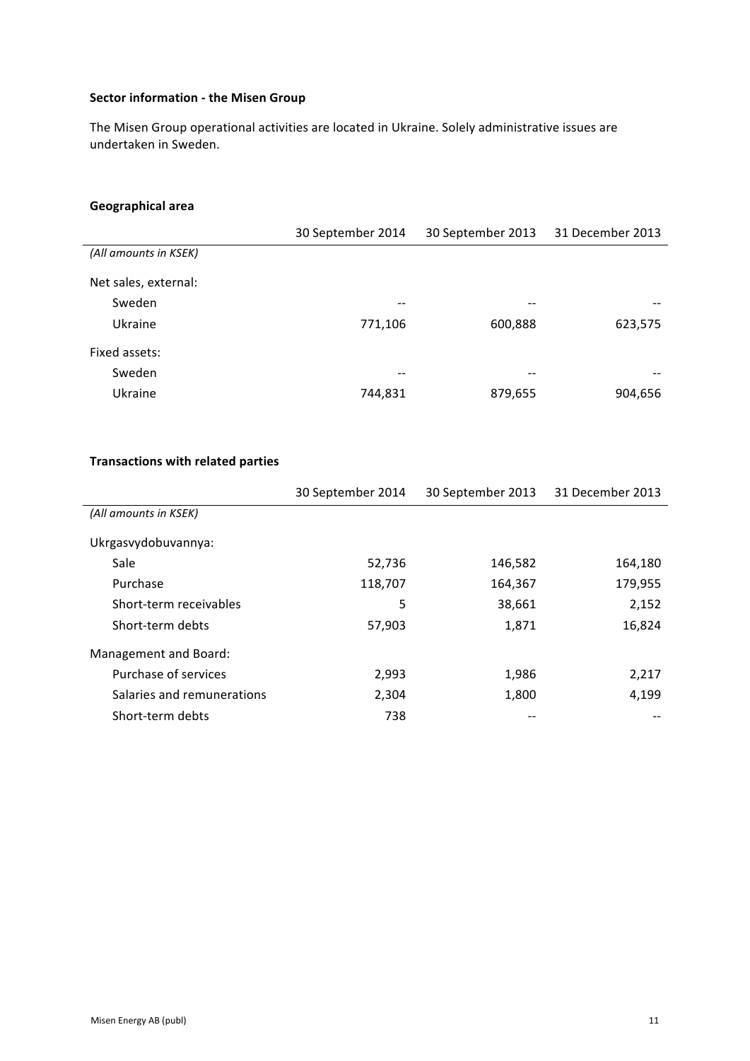### Sector information - the Misen Group

The Misen Group operational activities are located in Ukraine. Solely administrative issues are undertaken in Sweden.

### Geographical area

| | 30 September 2014 | 30 September 2013 | 31 December 2013 |
|---|---|---|---|
| *(All amounts in KSEK)* | | | |
| Net sales, external: | | | |
| Sweden | -- | -- | -- |
| Ukraine | 771,106 | 600,888 | 623,575 |
| Fixed assets: | | | |
| Sweden | -- | -- | -- |
| Ukraine | 744,831 | 879,655 | 904,656 |

### Transactions with related parties

| | 30 September 2014 | 30 September 2013 | 31 December 2013 |
|---|---|---|---|
| *(All amounts in KSEK)* | | | |
| Ukrgasvydobuvannya: | | | |
| Sale | 52,736 | 146,582 | 164,180 |
| Purchase | 118,707 | 164,367 | 179,955 |
| Short-term receivables | 5 | 38,661 | 2,152 |
| Short-term debts | 57,903 | 1,871 | 16,824 |
| Management and Board: | | | |
| Purchase of services | 2,993 | 1,986 | 2,217 |
| Salaries and remunerations | 2,304 | 1,800 | 4,199 |
| Short-term debts | 738 | -- | -- |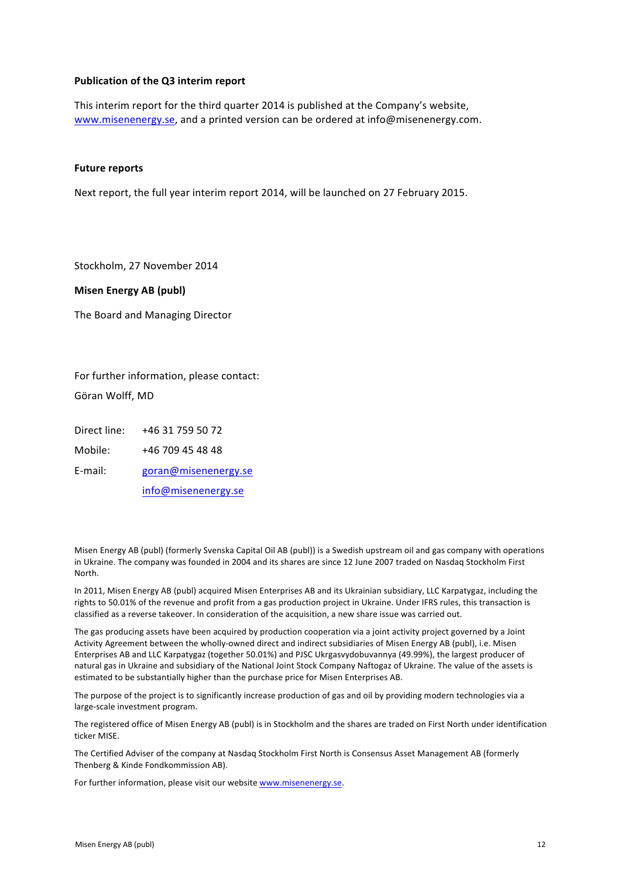**Publication of the Q3 interim report**

This interim report for the third quarter 2014 is published at the Company's website, www.misenenergy.se, and a printed version can be ordered at info@misenenergy.com.

**Future reports**

Next report, the full year interim report 2014, will be launched on 27 February 2015.

Stockholm, 27 November 2014

**Misen Energy AB (publ)**

The Board and Managing Director

For further information, please contact:

Göran Wolff, MD

| | |
|---|---|
| Direct line: | +46 31 759 50 72 |
| Mobile: | +46 709 45 48 48 |
| E-mail: | goran@misenenergy.se |
| | info@misenenergy.se |

Misen Energy AB (publ) (formerly Svenska Capital Oil AB (publ)) is a Swedish upstream oil and gas company with operations in Ukraine. The company was founded in 2004 and its shares are since 12 June 2007 traded on Nasdaq Stockholm First North.

In 2011, Misen Energy AB (publ) acquired Misen Enterprises AB and its Ukrainian subsidiary, LLC Karpatygaz, including the rights to 50.01% of the revenue and profit from a gas production project in Ukraine. Under IFRS rules, this transaction is classified as a reverse takeover. In consideration of the acquisition, a new share issue was carried out.

The gas producing assets have been acquired by production cooperation via a joint activity project governed by a Joint Activity Agreement between the wholly-owned direct and indirect subsidiaries of Misen Energy AB (publ), i.e. Misen Enterprises AB and LLC Karpatygaz (together 50.01%) and PJSC Ukrgasvydobuvannya (49.99%), the largest producer of natural gas in Ukraine and subsidiary of the National Joint Stock Company Naftogaz of Ukraine. The value of the assets is estimated to be substantially higher than the purchase price for Misen Enterprises AB.

The purpose of the project is to significantly increase production of gas and oil by providing modern technologies via a large-scale investment program.

The registered office of Misen Energy AB (publ) is in Stockholm and the shares are traded on First North under identification ticker MISE.

The Certified Adviser of the company at Nasdaq Stockholm First North is Consensus Asset Management AB (formerly Thenberg & Kinde Fondkommission AB).

For further information, please visit our website www.misenenergy.se.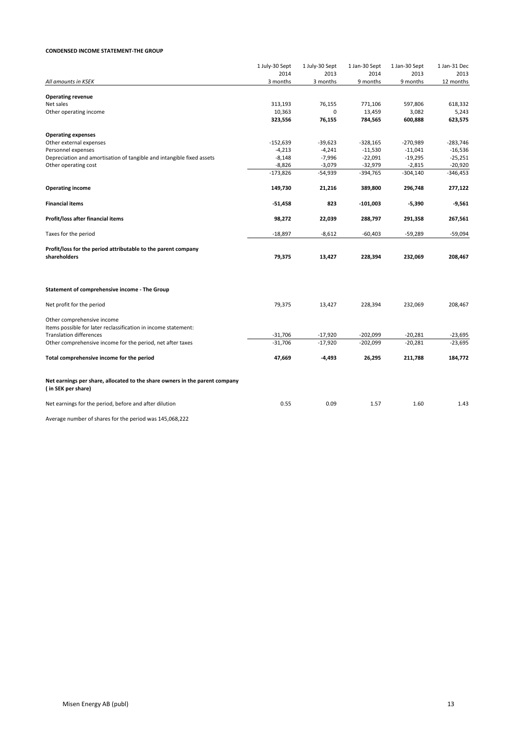**CONDENSED INCOME STATEMENT-THE GROUP**

| *All amounts in KSEK* | 1 July-30 Sept 2014 3 months | 1 July-30 Sept 2013 3 months | 1 Jan-30 Sept 2014 9 months | 1 Jan-30 Sept 2013 9 months | 1 Jan-31 Dec 2013 12 months |
|---|---|---|---|---|---|
| **Operating revenue** | | | | | |
| Net sales | 313,193 | 76,155 | 771,106 | 597,806 | 618,332 |
| Other operating income | 10,363 | 0 | 13,459 | 3,082 | 5,243 |
| | **323,556** | **76,155** | **784,565** | **600,888** | **623,575** |
| **Operating expenses** | | | | | |
| Other external expenses | -152,639 | -39,623 | -328,165 | -270,989 | -283,746 |
| Personnel expenses | -4,213 | -4,241 | -11,530 | -11,041 | -16,536 |
| Depreciation and amortisation of tangible and intangible fixed assets | -8,148 | -7,996 | -22,091 | -19,295 | -25,251 |
| Other operating cost | -8,826 | -3,079 | -32,979 | -2,815 | -20,920 |
| | -173,826 | -54,939 | -394,765 | -304,140 | -346,453 |
| **Operating income** | **149,730** | **21,216** | **389,800** | **296,748** | **277,122** |
| **Financial items** | **-51,458** | **823** | **-101,003** | **-5,390** | **-9,561** |
| **Profit/loss after financial items** | **98,272** | **22,039** | **288,797** | **291,358** | **267,561** |
| Taxes for the period | -18,897 | -8,612 | -60,403 | -59,289 | -59,094 |
| **Profit/loss for the period attributable to the parent company shareholders** | **79,375** | **13,427** | **228,394** | **232,069** | **208,467** |

**Statement of comprehensive income - The Group**

| | | | | | |
|---|---|---|---|---|---|
| Net profit for the period | 79,375 | 13,427 | 228,394 | 232,069 | 208,467 |
| Other comprehensive income | | | | | |
| Items possible for later reclassification in income statement: | | | | | |
| Translation differences | -31,706 | -17,920 | -202,099 | -20,281 | -23,695 |
| Other comprehensive income for the period, net after taxes | -31,706 | -17,920 | -202,099 | -20,281 | -23,695 |
| **Total comprehensive income for the period** | **47,669** | **-4,493** | **26,295** | **211,788** | **184,772** |
| **Net earnings per share, allocated to the share owners in the parent company ( in SEK per share)** | | | | | |
| Net earnings for the period, before and after dilution | 0.55 | 0.09 | 1.57 | 1.60 | 1.43 |

Average number of shares for the period was 145,068,222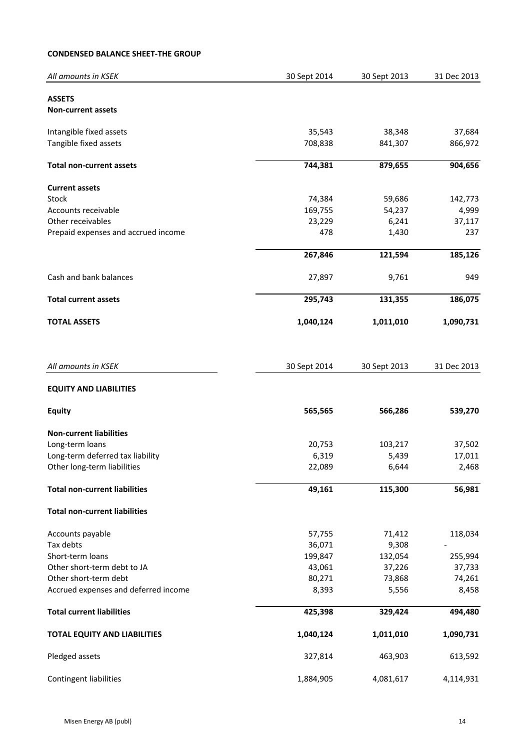**CONDENSED BALANCE SHEET-THE GROUP**

| *All amounts in KSEK* | 30 Sept 2014 | 30 Sept 2013 | 31 Dec 2013 |
|---|---|---|---|
| **ASSETS** | | | |
| **Non-current assets** | | | |
| Intangible fixed assets | 35,543 | 38,348 | 37,684 |
| Tangible fixed assets | 708,838 | 841,307 | 866,972 |
| **Total non-current assets** | **744,381** | **879,655** | **904,656** |
| **Current assets** | | | |
| Stock | 74,384 | 59,686 | 142,773 |
| Accounts receivable | 169,755 | 54,237 | 4,999 |
| Other receivables | 23,229 | 6,241 | 37,117 |
| Prepaid expenses and accrued income | 478 | 1,430 | 237 |
| | **267,846** | **121,594** | **185,126** |
| Cash and bank balances | 27,897 | 9,761 | 949 |
| **Total current assets** | **295,743** | **131,355** | **186,075** |
| **TOTAL ASSETS** | **1,040,124** | **1,011,010** | **1,090,731** |

| *All amounts in KSEK* | 30 Sept 2014 | 30 Sept 2013 | 31 Dec 2013 |
|---|---|---|---|
| **EQUITY AND LIABILITIES** | | | |
| **Equity** | **565,565** | **566,286** | **539,270** |
| **Non-current liabilities** | | | |
| Long-term loans | 20,753 | 103,217 | 37,502 |
| Long-term deferred tax liability | 6,319 | 5,439 | 17,011 |
| Other long-term liabilities | 22,089 | 6,644 | 2,468 |
| **Total non-current liabilities** | **49,161** | **115,300** | **56,981** |
| **Total non-current liabilities** | | | |
| Accounts payable | 57,755 | 71,412 | 118,034 |
| Tax debts | 36,071 | 9,308 | - |
| Short-term loans | 199,847 | 132,054 | 255,994 |
| Other short-term debt to JA | 43,061 | 37,226 | 37,733 |
| Other short-term debt | 80,271 | 73,868 | 74,261 |
| Accrued expenses and deferred income | 8,393 | 5,556 | 8,458 |
| **Total current liabilities** | **425,398** | **329,424** | **494,480** |
| **TOTAL EQUITY AND LIABILITIES** | **1,040,124** | **1,011,010** | **1,090,731** |
| Pledged assets | 327,814 | 463,903 | 613,592 |
| Contingent liabilities | 1,884,905 | 4,081,617 | 4,114,931 |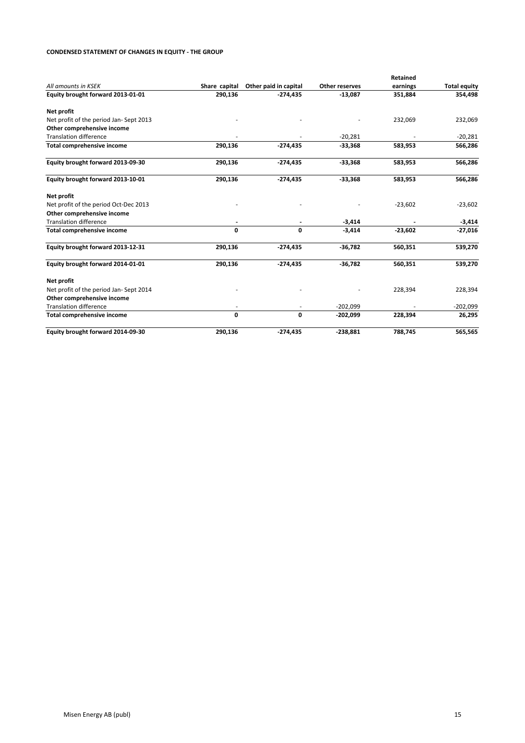**CONDENSED STATEMENT OF CHANGES IN EQUITY - THE GROUP**

| *All amounts in KSEK* | Share capital | Other paid in capital | Other reserves | Retained earnings | Total equity |
|---|---|---|---|---|---|
| **Equity brought forward 2013-01-01** | **290,136** | **-274,435** | **-13,087** | **351,884** | **354,498** |
| **Net profit** | | | | | |
| Net profit of the period Jan- Sept 2013 | - | - | - | 232,069 | 232,069 |
| **Other comprehensive income** | | | | | |
| Translation difference | - | - | -20,281 | - | -20,281 |
| **Total comprehensive income** | **290,136** | **-274,435** | **-33,368** | **583,953** | **566,286** |
| **Equity brought forward 2013-09-30** | **290,136** | **-274,435** | **-33,368** | **583,953** | **566,286** |
| **Equity brought forward 2013-10-01** | **290,136** | **-274,435** | **-33,368** | **583,953** | **566,286** |
| **Net profit** | | | | | |
| Net profit of the period Oct-Dec 2013 | - | - | - | -23,602 | -23,602 |
| **Other comprehensive income** | | | | | |
| Translation difference | **-** | **-** | **-3,414** | **-** | **-3,414** |
| **Total comprehensive income** | **0** | **0** | **-3,414** | **-23,602** | **-27,016** |
| **Equity brought forward 2013-12-31** | **290,136** | **-274,435** | **-36,782** | **560,351** | **539,270** |
| **Equity brought forward 2014-01-01** | **290,136** | **-274,435** | **-36,782** | **560,351** | **539,270** |
| **Net profit** | | | | | |
| Net profit of the period Jan- Sept 2014 | - | - | - | 228,394 | 228,394 |
| **Other comprehensive income** | | | | | |
| Translation difference | - | - | -202,099 | - | -202,099 |
| **Total comprehensive income** | **0** | **0** | **-202,099** | **228,394** | **26,295** |
| **Equity brought forward 2014-09-30** | **290,136** | **-274,435** | **-238,881** | **788,745** | **565,565** |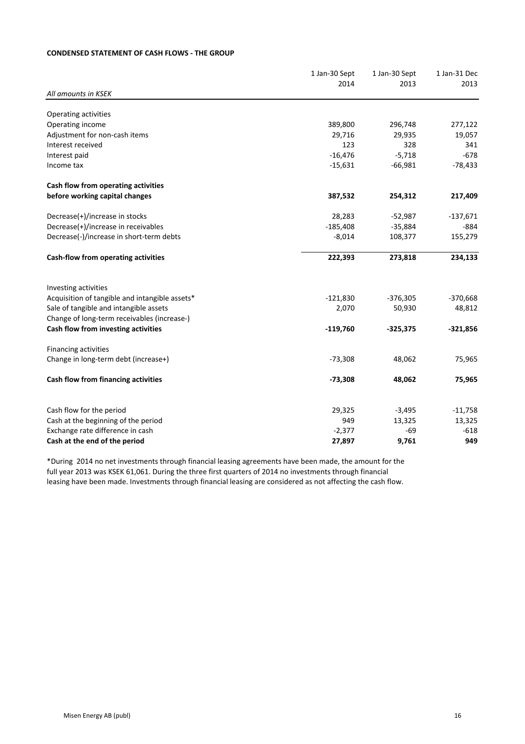**CONDENSED STATEMENT OF CASH FLOWS - THE GROUP**

| *All amounts in KSEK* | 1 Jan-30 Sept 2014 | 1 Jan-30 Sept 2013 | 1 Jan-31 Dec 2013 |
|---|---|---|---|
| Operating activities | | | |
| Operating income | 389,800 | 296,748 | 277,122 |
| Adjustment for non-cash items | 29,716 | 29,935 | 19,057 |
| Interest received | 123 | 328 | 341 |
| Interest paid | -16,476 | -5,718 | -678 |
| Income tax | -15,631 | -66,981 | -78,433 |
| **Cash flow from operating activities before working capital changes** | **387,532** | **254,312** | **217,409** |
| Decrease(+)/increase in stocks | 28,283 | -52,987 | -137,671 |
| Decrease(+)/increase in receivables | -185,408 | -35,884 | -884 |
| Decrease(-)/increase in short-term debts | -8,014 | 108,377 | 155,279 |
| **Cash-flow from operating activities** | **222,393** | **273,818** | **234,133** |
| Investing activities | | | |
| Acquisition of tangible and intangible assets* | -121,830 | -376,305 | -370,668 |
| Sale of tangible and intangible assets | 2,070 | 50,930 | 48,812 |
| Change of long-term receivables (increase-) | | | |
| **Cash flow from investing activities** | **-119,760** | **-325,375** | **-321,856** |
| Financing activities | | | |
| Change in long-term debt (increase+) | -73,308 | 48,062 | 75,965 |
| **Cash flow from financing activities** | **-73,308** | **48,062** | **75,965** |
| Cash flow for the period | 29,325 | -3,495 | -11,758 |
| Cash at the beginning of the period | 949 | 13,325 | 13,325 |
| Exchange rate difference in cash | -2,377 | -69 | -618 |
| **Cash at the end of the period** | **27,897** | **9,761** | **949** |

*During 2014 no net investments through financial leasing agreements have been made, the amount for the full year 2013 was KSEK 61,061. During the three first quarters of 2014 no investments through financial leasing have been made. Investments through financial leasing are considered as not affecting the cash flow.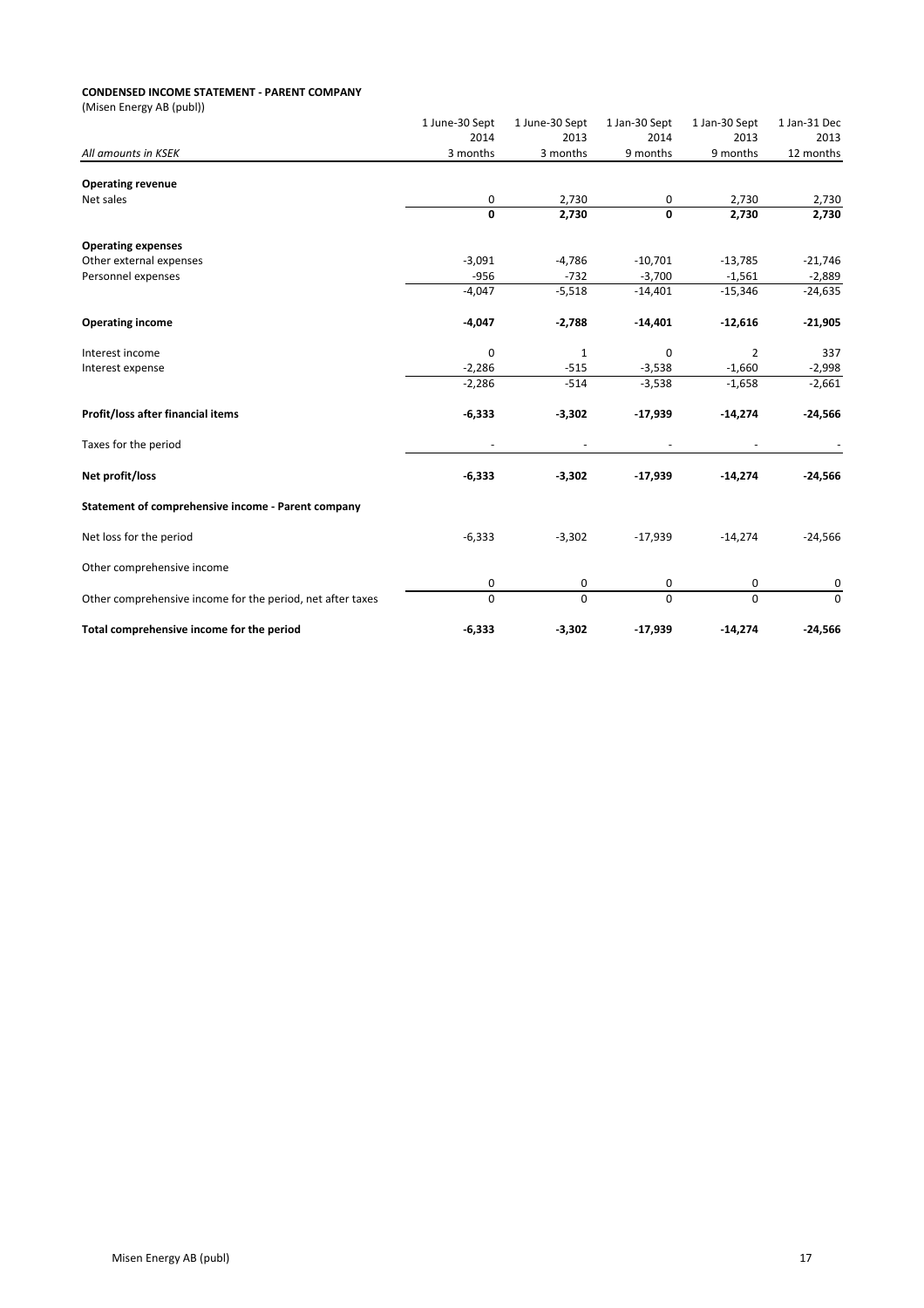**CONDENSED INCOME STATEMENT - PARENT COMPANY**

(Misen Energy AB (publ))

| All amounts in KSEK | 1 June-30 Sept 2014 3 months | 1 June-30 Sept 2013 3 months | 1 Jan-30 Sept 2014 9 months | 1 Jan-30 Sept 2013 9 months | 1 Jan-31 Dec 2013 12 months |
|---|---|---|---|---|---|
| **Operating revenue** | | | | | |
| Net sales | 0 | 2,730 | 0 | 2,730 | 2,730 |
| | **0** | **2,730** | **0** | **2,730** | **2,730** |
| **Operating expenses** | | | | | |
| Other external expenses | -3,091 | -4,786 | -10,701 | -13,785 | -21,746 |
| Personnel expenses | -956 | -732 | -3,700 | -1,561 | -2,889 |
| | -4,047 | -5,518 | -14,401 | -15,346 | -24,635 |
| **Operating income** | **-4,047** | **-2,788** | **-14,401** | **-12,616** | **-21,905** |
| Interest income | 0 | 1 | 0 | 2 | 337 |
| Interest expense | -2,286 | -515 | -3,538 | -1,660 | -2,998 |
| | -2,286 | -514 | -3,538 | -1,658 | -2,661 |
| **Profit/loss after financial items** | **-6,333** | **-3,302** | **-17,939** | **-14,274** | **-24,566** |
| Taxes for the period | - | - | - | - | - |
| **Net profit/loss** | **-6,333** | **-3,302** | **-17,939** | **-14,274** | **-24,566** |
| **Statement of comprehensive income - Parent company** | | | | | |
| Net loss for the period | -6,333 | -3,302 | -17,939 | -14,274 | -24,566 |
| Other comprehensive income | | | | | |
| | 0 | 0 | 0 | 0 | 0 |
| Other comprehensive income for the period, net after taxes | 0 | 0 | 0 | 0 | 0 |
| **Total comprehensive income for the period** | **-6,333** | **-3,302** | **-17,939** | **-14,274** | **-24,566** |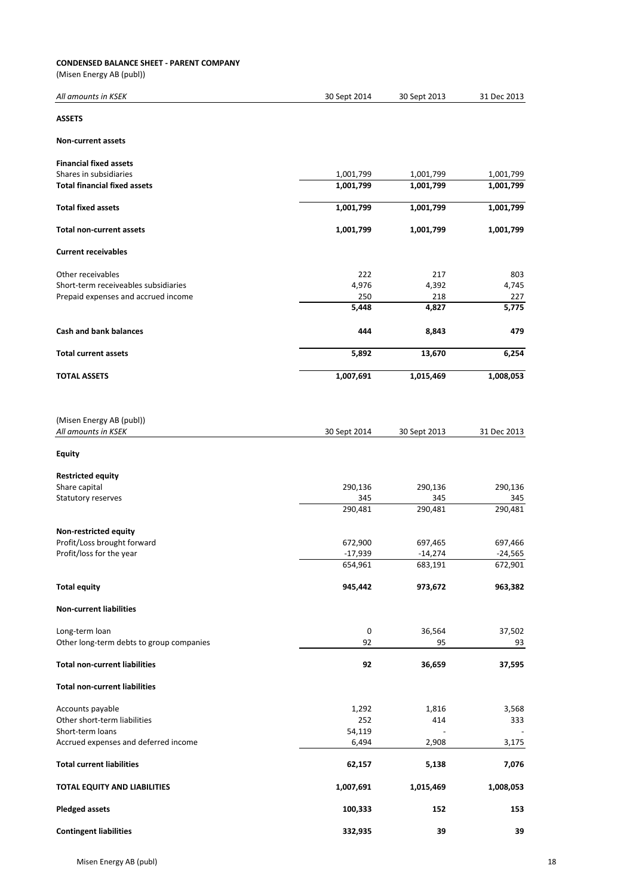**CONDENSED BALANCE SHEET - PARENT COMPANY**

(Misen Energy AB (publ))

| *All amounts in KSEK* | 30 Sept 2014 | 30 Sept 2013 | 31 Dec 2013 |
|---|---|---|---|
| **ASSETS** | | | |
| **Non-current assets** | | | |
| **Financial fixed assets** | | | |
| Shares in subsidiaries | 1,001,799 | 1,001,799 | 1,001,799 |
| **Total financial fixed assets** | **1,001,799** | **1,001,799** | **1,001,799** |
| **Total fixed assets** | **1,001,799** | **1,001,799** | **1,001,799** |
| **Total non-current assets** | **1,001,799** | **1,001,799** | **1,001,799** |
| **Current receivables** | | | |
| Other receivables | 222 | 217 | 803 |
| Short-term receiveables subsidiaries | 4,976 | 4,392 | 4,745 |
| Prepaid expenses and accrued income | 250 | 218 | 227 |
| | **5,448** | **4,827** | **5,775** |
| **Cash and bank balances** | **444** | **8,843** | **479** |
| **Total current assets** | **5,892** | **13,670** | **6,254** |
| **TOTAL ASSETS** | **1,007,691** | **1,015,469** | **1,008,053** |

(Misen Energy AB (publ))

| *All amounts in KSEK* | 30 Sept 2014 | 30 Sept 2013 | 31 Dec 2013 |
|---|---|---|---|
| **Equity** | | | |
| **Restricted equity** | | | |
| Share capital | 290,136 | 290,136 | 290,136 |
| Statutory reserves | 345 | 345 | 345 |
| | 290,481 | 290,481 | 290,481 |
| **Non-restricted equity** | | | |
| Profit/Loss brought forward | 672,900 | 697,465 | 697,466 |
| Profit/loss for the year | -17,939 | -14,274 | -24,565 |
| | 654,961 | 683,191 | 672,901 |
| **Total equity** | **945,442** | **973,672** | **963,382** |
| **Non-current liabilities** | | | |
| Long-term loan | 0 | 36,564 | 37,502 |
| Other long-term debts to group companies | 92 | 95 | 93 |
| **Total non-current liabilities** | **92** | **36,659** | **37,595** |
| **Total non-current liabilities** | | | |
| Accounts payable | 1,292 | 1,816 | 3,568 |
| Other short-term liabilities | 252 | 414 | 333 |
| Short-term loans | 54,119 | - | - |
| Accrued expenses and deferred income | 6,494 | 2,908 | 3,175 |
| **Total current liabilities** | **62,157** | **5,138** | **7,076** |
| **TOTAL EQUITY AND LIABILITIES** | **1,007,691** | **1,015,469** | **1,008,053** |
| **Pledged assets** | **100,333** | **152** | **153** |
| **Contingent liabilities** | **332,935** | **39** | **39** |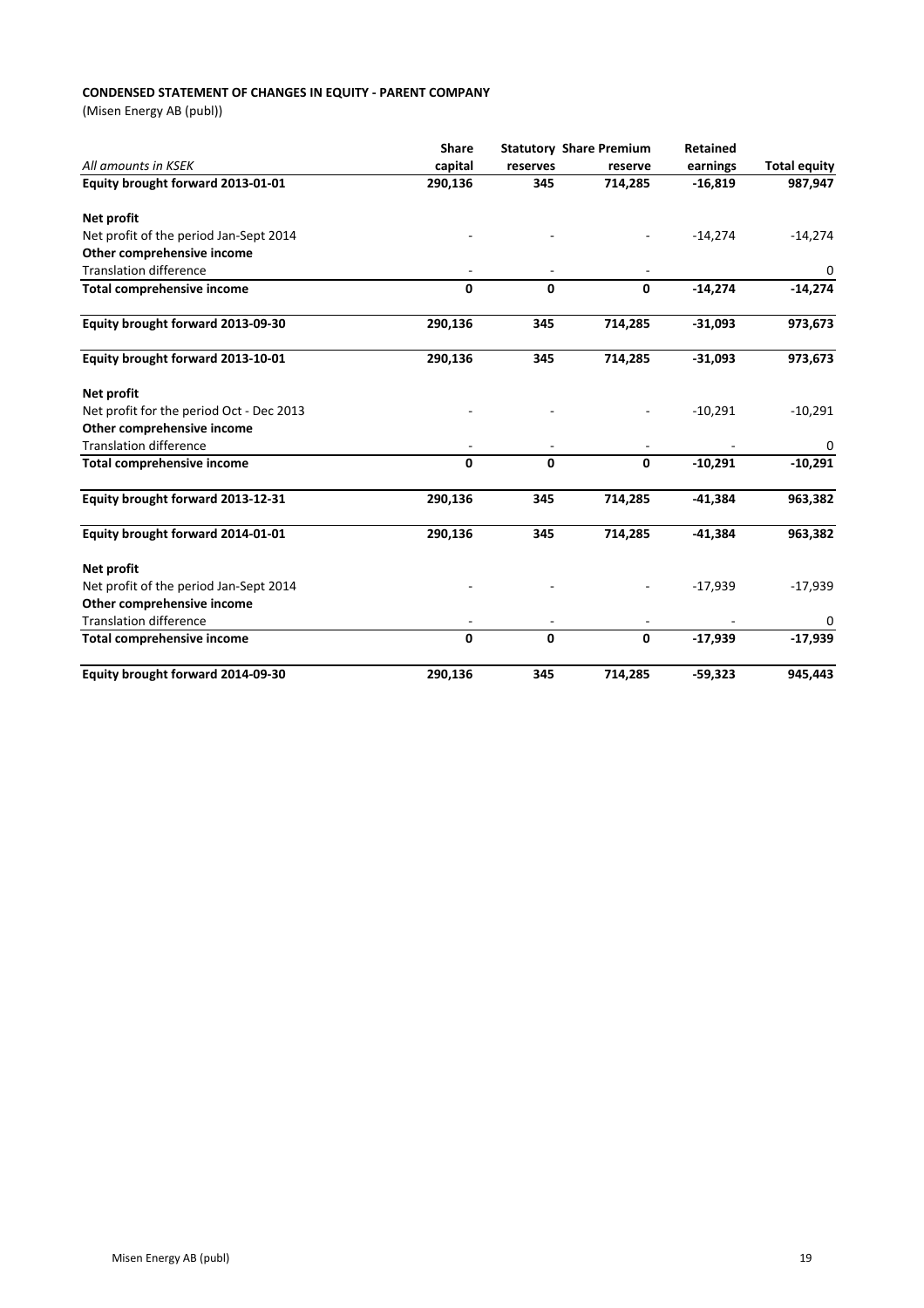**CONDENSED STATEMENT OF CHANGES IN EQUITY - PARENT COMPANY**

(Misen Energy AB (publ))

| *All amounts in KSEK* | Share capital | Statutory reserves | Share Premium reserve | Retained earnings | Total equity |
|---|---|---|---|---|---|
| **Equity brought forward 2013-01-01** | **290,136** | **345** | **714,285** | **-16,819** | **987,947** |
| | | | | | |
| **Net profit** | | | | | |
| Net profit of the period Jan-Sept 2014 | - | - | - | -14,274 | -14,274 |
| **Other comprehensive income** | | | | | |
| Translation difference | - | - | - | | 0 |
| **Total comprehensive income** | **0** | **0** | **0** | **-14,274** | **-14,274** |
| | | | | | |
| **Equity brought forward 2013-09-30** | **290,136** | **345** | **714,285** | **-31,093** | **973,673** |
| | | | | | |
| **Equity brought forward 2013-10-01** | **290,136** | **345** | **714,285** | **-31,093** | **973,673** |
| | | | | | |
| **Net profit** | | | | | |
| Net profit for the period Oct - Dec 2013 | - | - | - | -10,291 | -10,291 |
| **Other comprehensive income** | | | | | |
| Translation difference | - | - | - | - | 0 |
| **Total comprehensive income** | **0** | **0** | **0** | **-10,291** | **-10,291** |
| | | | | | |
| **Equity brought forward 2013-12-31** | **290,136** | **345** | **714,285** | **-41,384** | **963,382** |
| | | | | | |
| **Equity brought forward 2014-01-01** | **290,136** | **345** | **714,285** | **-41,384** | **963,382** |
| | | | | | |
| **Net profit** | | | | | |
| Net profit of the period Jan-Sept 2014 | - | - | - | -17,939 | -17,939 |
| **Other comprehensive income** | | | | | |
| Translation difference | - | - | - | - | 0 |
| **Total comprehensive income** | **0** | **0** | **0** | **-17,939** | **-17,939** |
| | | | | | |
| **Equity brought forward 2014-09-30** | **290,136** | **345** | **714,285** | **-59,323** | **945,443** |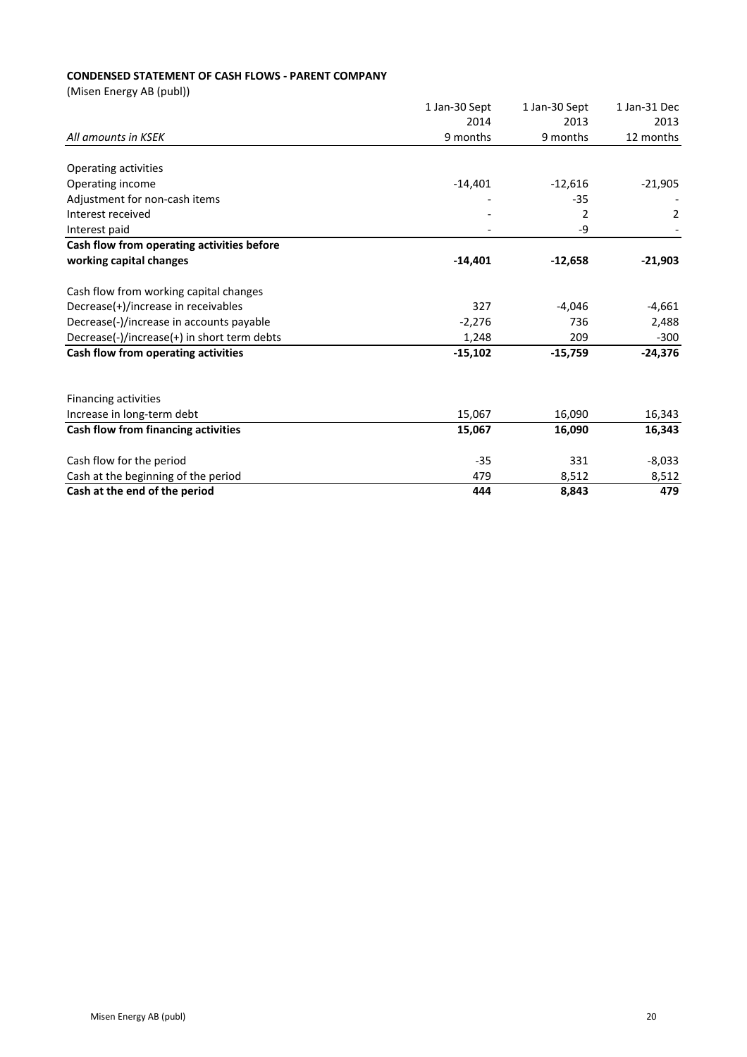**CONDENSED STATEMENT OF CASH FLOWS - PARENT COMPANY**

(Misen Energy AB (publ))

| *All amounts in KSEK* | 1 Jan-30 Sept 2014 9 months | 1 Jan-30 Sept 2013 9 months | 1 Jan-31 Dec 2013 12 months |
|---|---|---|---|
| Operating activities | | | |
| Operating income | -14,401 | -12,616 | -21,905 |
| Adjustment for non-cash items | - | -35 | - |
| Interest received | - | 2 | 2 |
| Interest paid | - | -9 | - |
| **Cash flow from operating activities before working capital changes** | **-14,401** | **-12,658** | **-21,903** |
| Cash flow from working capital changes | | | |
| Decrease(+)/increase in receivables | 327 | -4,046 | -4,661 |
| Decrease(-)/increase in accounts payable | -2,276 | 736 | 2,488 |
| Decrease(-)/increase(+) in short term debts | 1,248 | 209 | -300 |
| **Cash flow from operating activities** | **-15,102** | **-15,759** | **-24,376** |
| Financing activities | | | |
| Increase in long-term debt | 15,067 | 16,090 | 16,343 |
| **Cash flow from financing activities** | **15,067** | **16,090** | **16,343** |
| Cash flow for the period | -35 | 331 | -8,033 |
| Cash at the beginning of the period | 479 | 8,512 | 8,512 |
| **Cash at the end of the period** | **444** | **8,843** | **479** |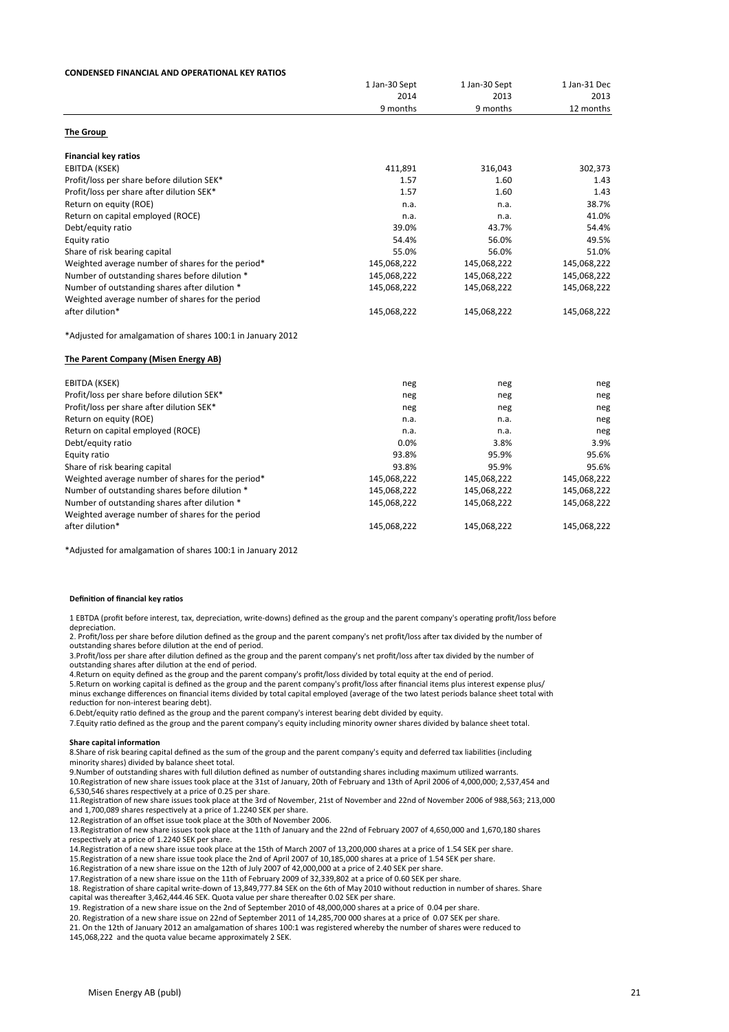**CONDENSED FINANCIAL AND OPERATIONAL KEY RATIOS**

| | 1 Jan-30 Sept 2014 9 months | 1 Jan-30 Sept 2013 9 months | 1 Jan-31 Dec 2013 12 months |
|---|---|---|---|
| **The Group** | | | |
| **Financial key ratios** | | | |
| EBITDA (KSEK) | 411,891 | 316,043 | 302,373 |
| Profit/loss per share before dilution SEK* | 1.57 | 1.60 | 1.43 |
| Profit/loss per share after dilution SEK* | 1.57 | 1.60 | 1.43 |
| Return on equity (ROE) | n.a. | n.a. | 38.7% |
| Return on capital employed (ROCE) | n.a. | n.a. | 41.0% |
| Debt/equity ratio | 39.0% | 43.7% | 54.4% |
| Equity ratio | 54.4% | 56.0% | 49.5% |
| Share of risk bearing capital | 55.0% | 56.0% | 51.0% |
| Weighted average number of shares for the period* | 145,068,222 | 145,068,222 | 145,068,222 |
| Number of outstanding shares before dilution * | 145,068,222 | 145,068,222 | 145,068,222 |
| Number of outstanding shares after dilution * | 145,068,222 | 145,068,222 | 145,068,222 |
| Weighted average number of shares for the period after dilution* | 145,068,222 | 145,068,222 | 145,068,222 |

*Adjusted for amalgamation of shares 100:1 in January 2012

**The Parent Company (Misen Energy AB)**

| | 1 Jan-30 Sept 2014 9 months | 1 Jan-30 Sept 2013 9 months | 1 Jan-31 Dec 2013 12 months |
|---|---|---|---|
| EBITDA (KSEK) | neg | neg | neg |
| Profit/loss per share before dilution SEK* | neg | neg | neg |
| Profit/loss per share after dilution SEK* | neg | neg | neg |
| Return on equity (ROE) | n.a. | n.a. | neg |
| Return on capital employed (ROCE) | n.a. | n.a. | neg |
| Debt/equity ratio | 0.0% | 3.8% | 3.9% |
| Equity ratio | 93.8% | 95.9% | 95.6% |
| Share of risk bearing capital | 93.8% | 95.9% | 95.6% |
| Weighted average number of shares for the period* | 145,068,222 | 145,068,222 | 145,068,222 |
| Number of outstanding shares before dilution * | 145,068,222 | 145,068,222 | 145,068,222 |
| Number of outstanding shares after dilution * | 145,068,222 | 145,068,222 | 145,068,222 |
| Weighted average number of shares for the period after dilution* | 145,068,222 | 145,068,222 | 145,068,222 |

*Adjusted for amalgamation of shares 100:1 in January 2012

**Definition of financial key ratios**

1 EBTDA (profit before interest, tax, depreciation, write-downs) defined as the group and the parent company's operating profit/loss before depreciation.
2. Profit/loss per share before dilution defined as the group and the parent company's net profit/loss after tax divided by the number of outstanding shares before dilution at the end of period.
3.Profit/loss per share after dilution defined as the group and the parent company's net profit/loss after tax divided by the number of outstanding shares after dilution at the end of period.
4.Return on equity defined as the group and the parent company's profit/loss divided by total equity at the end of period.
5.Return on working capital is defined as the group and the parent company's profit/loss after financial items plus interest expense plus/ minus exchange differences on financial items divided by total capital employed (average of the two latest periods balance sheet total with reduction for non-interest bearing debt).
6.Debt/equity ratio defined as the group and the parent company's interest bearing debt divided by equity.
7.Equity ratio defined as the group and the parent company's equity including minority owner shares divided by balance sheet total.

**Share capital information**

8.Share of risk bearing capital defined as the sum of the group and the parent company's equity and deferred tax liabilities (including minority shares) divided by balance sheet total.
9.Number of outstanding shares with full dilution defined as number of outstanding shares including maximum utilized warrants.
10.Registration of new share issues took place at the 31st of January, 20th of February and 13th of April 2006 of 4,000,000; 2,537,454 and 6,530,546 shares respectively at a price of 0.25 per share.
11.Registration of new share issues took place at the 3rd of November, 21st of November and 22nd of November 2006 of 988,563; 213,000 and 1,700,089 shares respectively at a price of 1.2240 SEK per share.
12.Registration of an offset issue took place at the 30th of November 2006.
13.Registration of new share issues took place at the 11th of January and the 22nd of February 2007 of 4,650,000 and 1,670,180 shares respectively at a price of 1.2240 SEK per share.
14.Registration of a new share issue took place at the 15th of March 2007 of 13,200,000 shares at a price of 1.54 SEK per share.
15.Registration of a new share issue took place the 2nd of April 2007 of 10,185,000 shares at a price of 1.54 SEK per share.
16.Registration of a new share issue on the 12th of July 2007 of 42,000,000 at a price of 2.40 SEK per share.
17.Registration of a new share issue on the 11th of February 2009 of 32,339,802 at a price of 0.60 SEK per share.
18. Registration of share capital write-down of 13,849,777.84 SEK on the 6th of May 2010 without reduction in number of shares. Share capital was thereafter 3,462,444.46 SEK. Quota value per share thereafter 0.02 SEK per share.
19. Registration of a new share issue on the 2nd of September 2010 of 48,000,000 shares at a price of 0.04 per share.
20. Registration of a new share issue on 22nd of September 2011 of 14,285,700 000 shares at a price of 0.07 SEK per share.
21. On the 12th of January 2012 an amalgamation of shares 100:1 was registered whereby the number of shares were reduced to 145,068,222 and the quota value became approximately 2 SEK.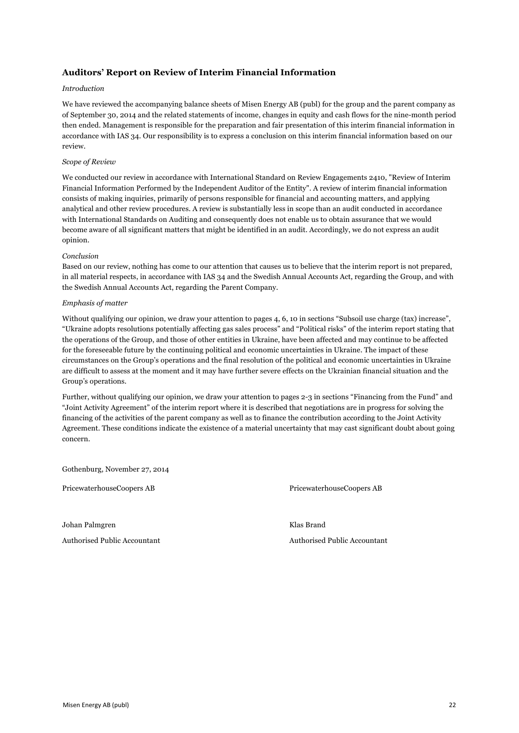## Auditors' Report on Review of Interim Financial Information

*Introduction*

We have reviewed the accompanying balance sheets of Misen Energy AB (publ) for the group and the parent company as of September 30, 2014 and the related statements of income, changes in equity and cash flows for the nine-month period then ended. Management is responsible for the preparation and fair presentation of this interim financial information in accordance with IAS 34. Our responsibility is to express a conclusion on this interim financial information based on our review.

*Scope of Review*

We conducted our review in accordance with International Standard on Review Engagements 2410, "Review of Interim Financial Information Performed by the Independent Auditor of the Entity". A review of interim financial information consists of making inquiries, primarily of persons responsible for financial and accounting matters, and applying analytical and other review procedures. A review is substantially less in scope than an audit conducted in accordance with International Standards on Auditing and consequently does not enable us to obtain assurance that we would become aware of all significant matters that might be identified in an audit. Accordingly, we do not express an audit opinion.

*Conclusion*

Based on our review, nothing has come to our attention that causes us to believe that the interim report is not prepared, in all material respects, in accordance with IAS 34 and the Swedish Annual Accounts Act, regarding the Group, and with the Swedish Annual Accounts Act, regarding the Parent Company.

*Emphasis of matter*

Without qualifying our opinion, we draw your attention to pages 4, 6, 10 in sections "Subsoil use charge (tax) increase", "Ukraine adopts resolutions potentially affecting gas sales process" and "Political risks" of the interim report stating that the operations of the Group, and those of other entities in Ukraine, have been affected and may continue to be affected for the foreseeable future by the continuing political and economic uncertainties in Ukraine. The impact of these circumstances on the Group's operations and the final resolution of the political and economic uncertainties in Ukraine are difficult to assess at the moment and it may have further severe effects on the Ukrainian financial situation and the Group's operations.

Further, without qualifying our opinion, we draw your attention to pages 2-3 in sections "Financing from the Fund" and "Joint Activity Agreement" of the interim report where it is described that negotiations are in progress for solving the financing of the activities of the parent company as well as to finance the contribution according to the Joint Activity Agreement. These conditions indicate the existence of a material uncertainty that may cast significant doubt about going concern.

Gothenburg, November 27, 2014

PricewaterhouseCoopers AB

Johan Palmgren

Authorised Public Accountant

PricewaterhouseCoopers AB

Klas Brand

Authorised Public Accountant